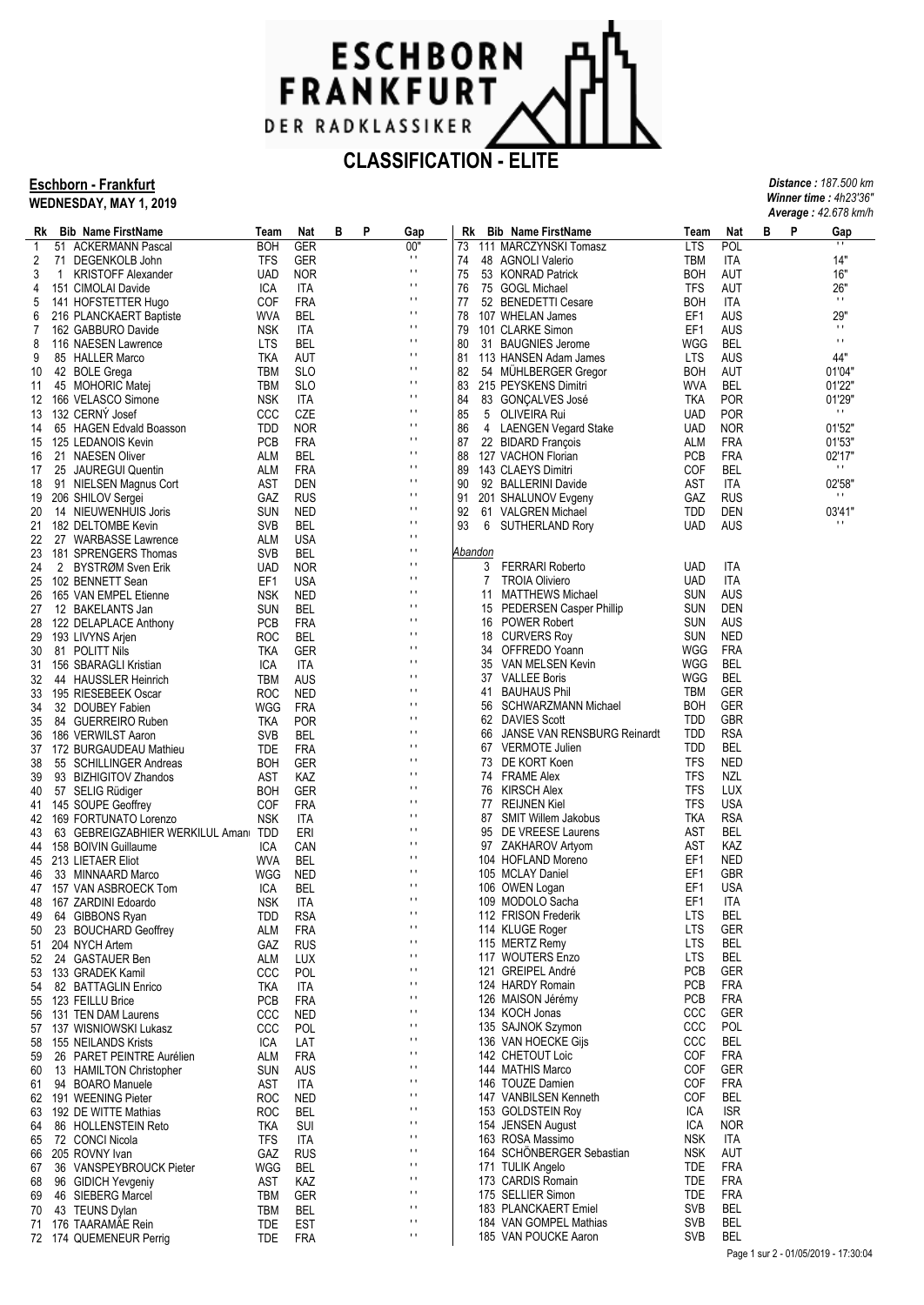ESCHBORN FRANKFURT

DER RADKLASSIKER

# CLASSIFICATION - ELITE

**Eschborn - Frankfurt**
**WEDNESDAY, MAY 1, 2019**

***Distance :*** *187.500 km*
***Winner time :*** *4h23'36"*
***Average :*** *42.678 km/h*

| Rk | Bib | Name FirstName | Team | Nat | B | P | Gap |
|---|---|---|---|---|---|---|---|
| 1 | 51 | ACKERMANN Pascal | BOH | GER | | | 00" |
| 2 | 71 | DEGENKOLB John | TFS | GER | | | '' |
| 3 | 1 | KRISTOFF Alexander | UAD | NOR | | | '' |
| 4 | 151 | CIMOLAI Davide | ICA | ITA | | | '' |
| 5 | 141 | HOFSTETTER Hugo | COF | FRA | | | '' |
| 6 | 216 | PLANCKAERT Baptiste | WVA | BEL | | | '' |
| 7 | 162 | GABBURO Davide | NSK | ITA | | | '' |
| 8 | 116 | NAESEN Lawrence | LTS | BEL | | | '' |
| 9 | 85 | HALLER Marco | TKA | AUT | | | '' |
| 10 | 42 | BOLE Grega | TBM | SLO | | | '' |
| 11 | 45 | MOHORIC Matej | TBM | SLO | | | '' |
| 12 | 166 | VELASCO Simone | NSK | ITA | | | '' |
| 13 | 132 | CERNÝ Josef | CCC | CZE | | | '' |
| 14 | 65 | HAGEN Edvald Boasson | TDD | NOR | | | '' |
| 15 | 125 | LEDANOIS Kevin | PCB | FRA | | | '' |
| 16 | 21 | NAESEN Oliver | ALM | BEL | | | '' |
| 17 | 25 | JAUREGUI Quentin | ALM | FRA | | | '' |
| 18 | 91 | NIELSEN Magnus Cort | AST | DEN | | | '' |
| 19 | 206 | SHILOV Sergei | GAZ | RUS | | | '' |
| 20 | 14 | NIEUWENHUIS Joris | SUN | NED | | | '' |
| 21 | 182 | DELTOMBE Kevin | SVB | BEL | | | '' |
| 22 | 27 | WARBASSE Lawrence | ALM | USA | | | '' |
| 23 | 181 | SPRENGERS Thomas | SVB | BEL | | | '' |
| 24 | 2 | BYSTRØM Sven Erik | UAD | NOR | | | '' |
| 25 | 102 | BENNETT Sean | EF1 | USA | | | '' |
| 26 | 165 | VAN EMPEL Etienne | NSK | NED | | | '' |
| 27 | 12 | BAKELANTS Jan | SUN | BEL | | | '' |
| 28 | 122 | DELAPLACE Anthony | PCB | FRA | | | '' |
| 29 | 193 | LIVYNS Arjen | ROC | BEL | | | '' |
| 30 | 81 | POLITT Nils | TKA | GER | | | '' |
| 31 | 156 | SBARAGLI Kristian | ICA | ITA | | | '' |
| 32 | 44 | HAUSSLER Heinrich | TBM | AUS | | | '' |
| 33 | 195 | RIESEBEEK Oscar | ROC | NED | | | '' |
| 34 | 32 | DOUBEY Fabien | WGG | FRA | | | '' |
| 35 | 84 | GUERREIRO Ruben | TKA | POR | | | '' |
| 36 | 186 | VERWILST Aaron | SVB | BEL | | | '' |
| 37 | 172 | BURGAUDEAU Mathieu | TDE | FRA | | | '' |
| 38 | 55 | SCHILLINGER Andreas | BOH | GER | | | '' |
| 39 | 93 | BIZHIGITOV Zhandos | AST | KAZ | | | '' |
| 40 | 57 | SELIG Rüdiger | BOH | GER | | | '' |
| 41 | 145 | SOUPE Geoffrey | COF | FRA | | | '' |
| 42 | 169 | FORTUNATO Lorenzo | NSK | ITA | | | '' |
| 43 | 63 | GEBREIGZABHIER WERKILUL Amani | TDD | ERI | | | '' |
| 44 | 158 | BOIVIN Guillaume | ICA | CAN | | | '' |
| 45 | 213 | LIETAER Eliot | WVA | BEL | | | '' |
| 46 | 33 | MINNAARD Marco | WGG | NED | | | '' |
| 47 | 157 | VAN ASBROECK Tom | ICA | BEL | | | '' |
| 48 | 167 | ZARDINI Edoardo | NSK | ITA | | | '' |
| 49 | 64 | GIBBONS Ryan | TDD | RSA | | | '' |
| 50 | 23 | BOUCHARD Geoffrey | ALM | FRA | | | '' |
| 51 | 204 | NYCH Artem | GAZ | RUS | | | '' |
| 52 | 24 | GASTAUER Ben | ALM | LUX | | | '' |
| 53 | 133 | GRADEK Kamil | CCC | POL | | | '' |
| 54 | 82 | BATTAGLIN Enrico | TKA | ITA | | | '' |
| 55 | 123 | FEILLU Brice | PCB | FRA | | | '' |
| 56 | 131 | TEN DAM Laurens | CCC | NED | | | '' |
| 57 | 137 | WISNIOWSKI Lukasz | CCC | POL | | | '' |
| 58 | 155 | NEILANDS Krists | ICA | LAT | | | '' |
| 59 | 26 | PARET PEINTRE Aurélien | ALM | FRA | | | '' |
| 60 | 13 | HAMILTON Christopher | SUN | AUS | | | '' |
| 61 | 94 | BOARO Manuele | AST | ITA | | | '' |
| 62 | 191 | WEENING Pieter | ROC | NED | | | '' |
| 63 | 192 | DE WITTE Mathias | ROC | BEL | | | '' |
| 64 | 86 | HOLLENSTEIN Reto | TKA | SUI | | | '' |
| 65 | 72 | CONCI Nicola | TFS | ITA | | | '' |
| 66 | 205 | ROVNY Ivan | GAZ | RUS | | | '' |
| 67 | 36 | VANSPEYBROUCK Pieter | WGG | BEL | | | '' |
| 68 | 96 | GIDICH Yevgeniy | AST | KAZ | | | '' |
| 69 | 46 | SIEBERG Marcel | TBM | GER | | | '' |
| 70 | 43 | TEUNS Dylan | TBM | BEL | | | '' |
| 71 | 176 | TAARAMÄE Rein | TDE | EST | | | '' |
| 72 | 174 | QUEMENEUR Perrig | TDE | FRA | | | '' |
| 73 | 111 | MARCZYNSKI Tomasz | LTS | POL | | | '' |
| 74 | 48 | AGNOLI Valerio | TBM | ITA | | | 14" |
| 75 | 53 | KONRAD Patrick | BOH | AUT | | | 16" |
| 76 | 75 | GOGL Michael | TFS | AUT | | | 26" |
| 77 | 52 | BENEDETTI Cesare | BOH | ITA | | | '' |
| 78 | 107 | WHELAN James | EF1 | AUS | | | 29" |
| 79 | 101 | CLARKE Simon | EF1 | AUS | | | '' |
| 80 | 31 | BAUGNIES Jerome | WGG | BEL | | | '' |
| 81 | 113 | HANSEN Adam James | LTS | AUS | | | 44" |
| 82 | 54 | MÜHLBERGER Gregor | BOH | AUT | | | 01'04" |
| 83 | 215 | PEYSKENS Dimitri | WVA | BEL | | | 01'22" |
| 84 | 83 | GONÇALVES José | TKA | POR | | | 01'29" |
| 85 | 5 | OLIVEIRA Rui | UAD | POR | | | '' |
| 86 | 4 | LAENGEN Vegard Stake | UAD | NOR | | | 01'52" |
| 87 | 22 | BIDARD François | ALM | FRA | | | 01'53" |
| 88 | 127 | VACHON Florian | PCB | FRA | | | 02'17" |
| 89 | 143 | CLAEYS Dimitri | COF | BEL | | | '' |
| 90 | 92 | BALLERINI Davide | AST | ITA | | | 02'58" |
| 91 | 201 | SHALUNOV Evgeny | GAZ | RUS | | | '' |
| 92 | 61 | VALGREN Michael | TDD | DEN | | | 03'41" |
| 93 | 6 | SUTHERLAND Rory | UAD | AUS | | | '' |

*Abandon*

| Bib | Name FirstName | Team | Nat |
|---|---|---|---|
| 3 | FERRARI Roberto | UAD | ITA |
| 7 | TROIA Oliviero | UAD | ITA |
| 11 | MATTHEWS Michael | SUN | AUS |
| 15 | PEDERSEN Casper Phillip | SUN | DEN |
| 16 | POWER Robert | SUN | AUS |
| 18 | CURVERS Roy | SUN | NED |
| 34 | OFFREDO Yoann | WGG | FRA |
| 35 | VAN MELSEN Kevin | WGG | BEL |
| 37 | VALLEE Boris | WGG | BEL |
| 41 | BAUHAUS Phil | TBM | GER |
| 56 | SCHWARZMANN Michael | BOH | GER |
| 62 | DAVIES Scott | TDD | GBR |
| 66 | JANSE VAN RENSBURG Reinardt | TDD | RSA |
| 67 | VERMOTE Julien | TDD | BEL |
| 73 | DE KORT Koen | TFS | NED |
| 74 | FRAME Alex | TFS | NZL |
| 76 | KIRSCH Alex | TFS | LUX |
| 77 | REIJNEN Kiel | TFS | USA |
| 87 | SMIT Willem Jakobus | TKA | RSA |
| 95 | DE VREESE Laurens | AST | BEL |
| 97 | ZAKHAROV Artyom | AST | KAZ |
| 104 | HOFLAND Moreno | EF1 | NED |
| 105 | MCLAY Daniel | EF1 | GBR |
| 106 | OWEN Logan | EF1 | USA |
| 109 | MODOLO Sacha | EF1 | ITA |
| 112 | FRISON Frederik | LTS | BEL |
| 114 | KLUGE Roger | LTS | GER |
| 115 | MERTZ Remy | LTS | BEL |
| 117 | WOUTERS Enzo | LTS | BEL |
| 121 | GREIPEL André | PCB | GER |
| 124 | HARDY Romain | PCB | FRA |
| 126 | MAISON Jérémy | PCB | FRA |
| 134 | KOCH Jonas | CCC | GER |
| 135 | SAJNOK Szymon | CCC | POL |
| 136 | VAN HOECKE Gijs | CCC | BEL |
| 142 | CHETOUT Loic | COF | FRA |
| 144 | MATHIS Marco | COF | GER |
| 146 | TOUZE Damien | COF | FRA |
| 147 | VANBILSEN Kenneth | COF | BEL |
| 153 | GOLDSTEIN Roy | ICA | ISR |
| 154 | JENSEN August | ICA | NOR |
| 163 | ROSA Massimo | NSK | ITA |
| 164 | SCHÖNBERGER Sebastian | NSK | AUT |
| 171 | TULIK Angelo | TDE | FRA |
| 173 | CARDIS Romain | TDE | FRA |
| 175 | SELLIER Simon | TDE | FRA |
| 183 | PLANCKAERT Emiel | SVB | BEL |
| 184 | VAN GOMPEL Mathias | SVB | BEL |
| 185 | VAN POUCKE Aaron | SVB | BEL |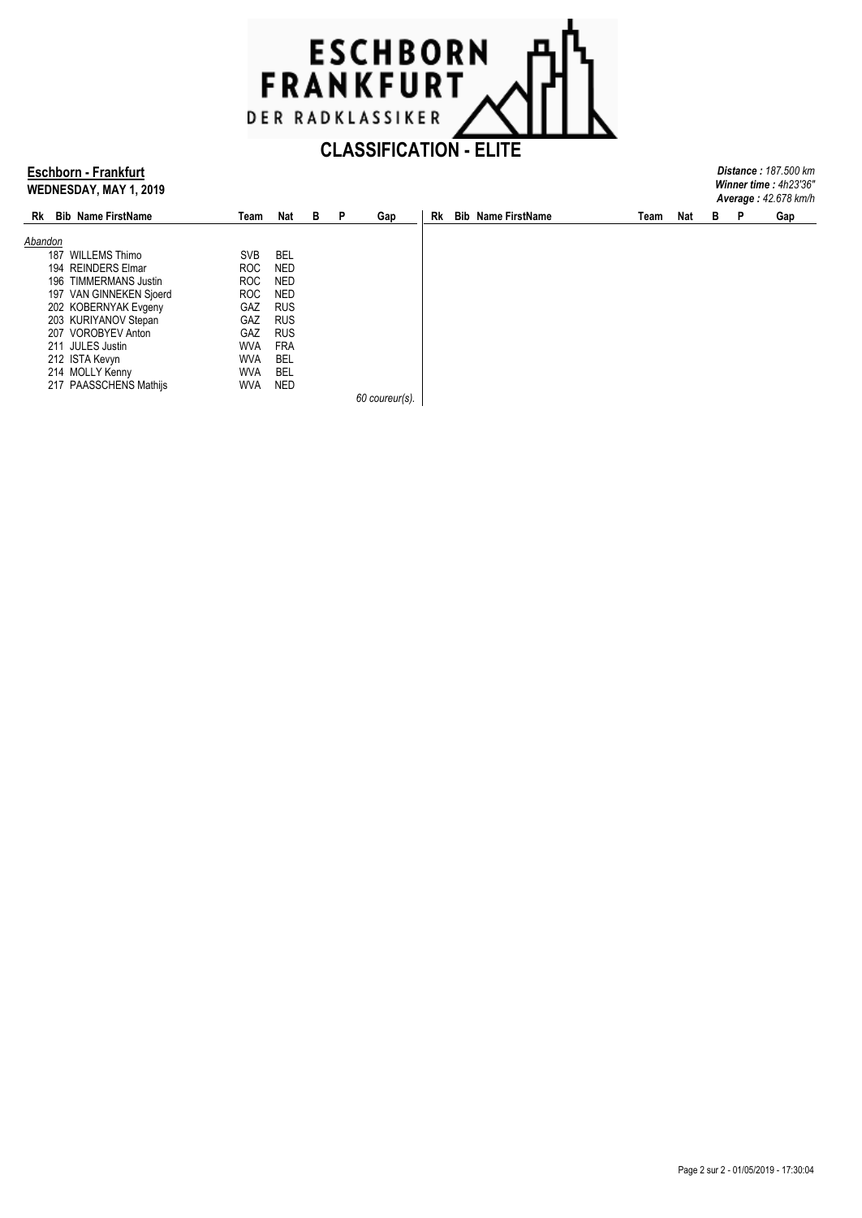# CLASSIFICATION - ELITE

**Eschborn - Frankfurt**
**WEDNESDAY, MAY 1, 2019**

***Distance :*** *187.500 km*
***Winner time :*** *4h23'36''*
***Average :*** *42.678 km/h*

| Rk | Bib | Name FirstName | Team | Nat | B | P | Gap |
|---|---|---|---|---|---|---|---|
| *Abandon* | | | | | | | |
| | 187 | WILLEMS Thimo | SVB | BEL | | | |
| | 194 | REINDERS Elmar | ROC | NED | | | |
| | 196 | TIMMERMANS Justin | ROC | NED | | | |
| | 197 | VAN GINNEKEN Sjoerd | ROC | NED | | | |
| | 202 | KOBERNYAK Evgeny | GAZ | RUS | | | |
| | 203 | KURIYANOV Stepan | GAZ | RUS | | | |
| | 207 | VOROBYEV Anton | GAZ | RUS | | | |
| | 211 | JULES Justin | WVA | FRA | | | |
| | 212 | ISTA Kevyn | WVA | BEL | | | |
| | 214 | MOLLY Kenny | WVA | BEL | | | |
| | 217 | PAASSCHENS Mathijs | WVA | NED | | | |

*60 coureur(s).*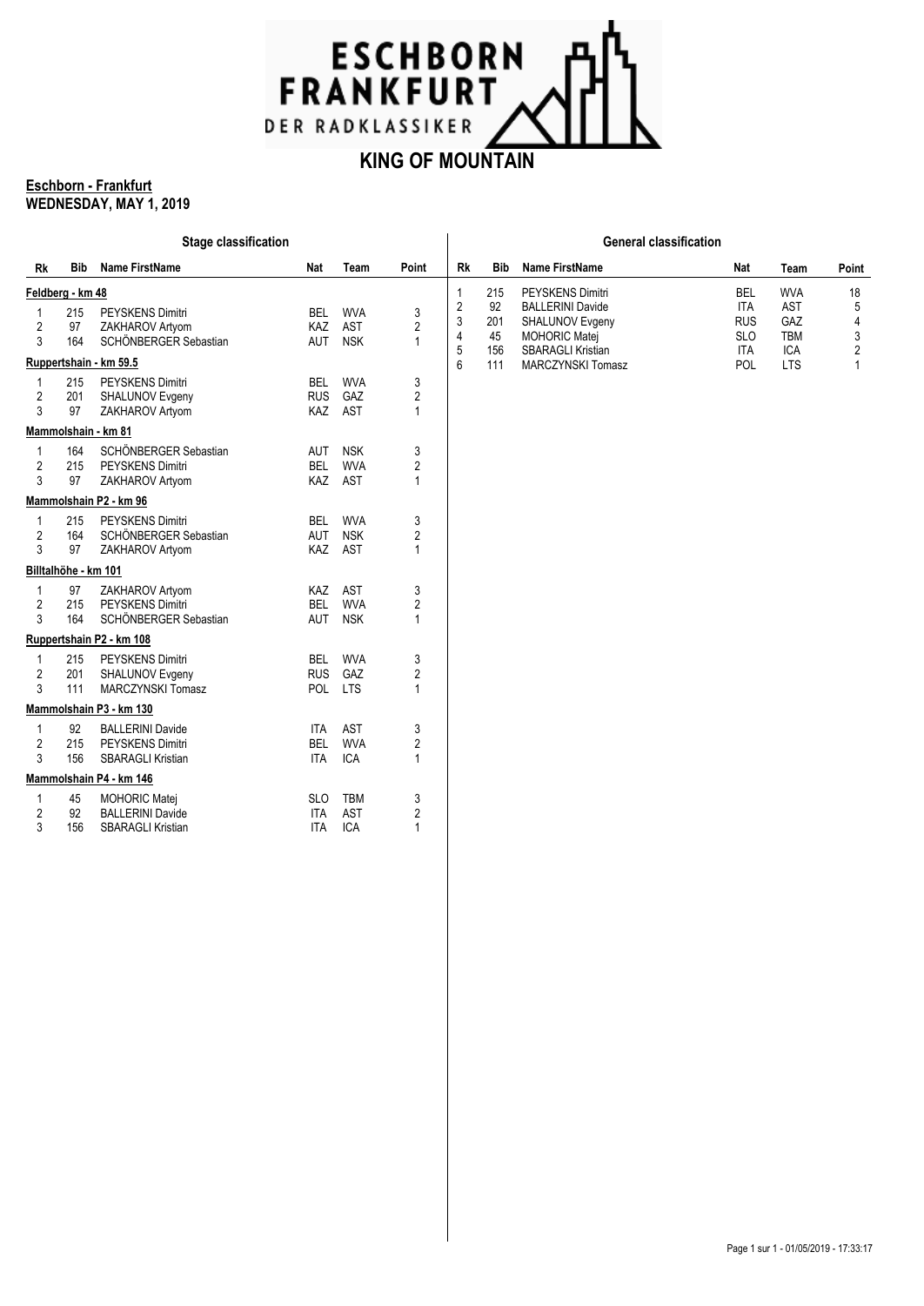# ESCHBORN FRANKFURT
DER RADKLASSIKER

## KING OF MOUNTAIN

**Eschborn - Frankfurt**
**WEDNESDAY, MAY 1, 2019**

### Stage classification

| Rk | Bib | Name FirstName | Nat | Team | Point |
|---|---|---|---|---|---|
| **Feldberg - km 48** | | | | | |
| 1 | 215 | PEYSKENS Dimitri | BEL | WVA | 3 |
| 2 | 97 | ZAKHAROV Artyom | KAZ | AST | 2 |
| 3 | 164 | SCHÖNBERGER Sebastian | AUT | NSK | 1 |
| **Ruppertshain - km 59.5** | | | | | |
| 1 | 215 | PEYSKENS Dimitri | BEL | WVA | 3 |
| 2 | 201 | SHALUNOV Evgeny | RUS | GAZ | 2 |
| 3 | 97 | ZAKHAROV Artyom | KAZ | AST | 1 |
| **Mammolshain - km 81** | | | | | |
| 1 | 164 | SCHÖNBERGER Sebastian | AUT | NSK | 3 |
| 2 | 215 | PEYSKENS Dimitri | BEL | WVA | 2 |
| 3 | 97 | ZAKHAROV Artyom | KAZ | AST | 1 |
| **Mammolshain P2 - km 96** | | | | | |
| 1 | 215 | PEYSKENS Dimitri | BEL | WVA | 3 |
| 2 | 164 | SCHÖNBERGER Sebastian | AUT | NSK | 2 |
| 3 | 97 | ZAKHAROV Artyom | KAZ | AST | 1 |
| **Billtalhöhe - km 101** | | | | | |
| 1 | 97 | ZAKHAROV Artyom | KAZ | AST | 3 |
| 2 | 215 | PEYSKENS Dimitri | BEL | WVA | 2 |
| 3 | 164 | SCHÖNBERGER Sebastian | AUT | NSK | 1 |
| **Ruppertshain P2 - km 108** | | | | | |
| 1 | 215 | PEYSKENS Dimitri | BEL | WVA | 3 |
| 2 | 201 | SHALUNOV Evgeny | RUS | GAZ | 2 |
| 3 | 111 | MARCZYNSKI Tomasz | POL | LTS | 1 |
| **Mammolshain P3 - km 130** | | | | | |
| 1 | 92 | BALLERINI Davide | ITA | AST | 3 |
| 2 | 215 | PEYSKENS Dimitri | BEL | WVA | 2 |
| 3 | 156 | SBARAGLI Kristian | ITA | ICA | 1 |
| **Mammolshain P4 - km 146** | | | | | |
| 1 | 45 | MOHORIC Matej | SLO | TBM | 3 |
| 2 | 92 | BALLERINI Davide | ITA | AST | 2 |
| 3 | 156 | SBARAGLI Kristian | ITA | ICA | 1 |

### General classification

| Rk | Bib | Name FirstName | Nat | Team | Point |
|---|---|---|---|---|---|
| 1 | 215 | PEYSKENS Dimitri | BEL | WVA | 18 |
| 2 | 92 | BALLERINI Davide | ITA | AST | 5 |
| 3 | 201 | SHALUNOV Evgeny | RUS | GAZ | 4 |
| 4 | 45 | MOHORIC Matej | SLO | TBM | 3 |
| 5 | 156 | SBARAGLI Kristian | ITA | ICA | 2 |
| 6 | 111 | MARCZYNSKI Tomasz | POL | LTS | 1 |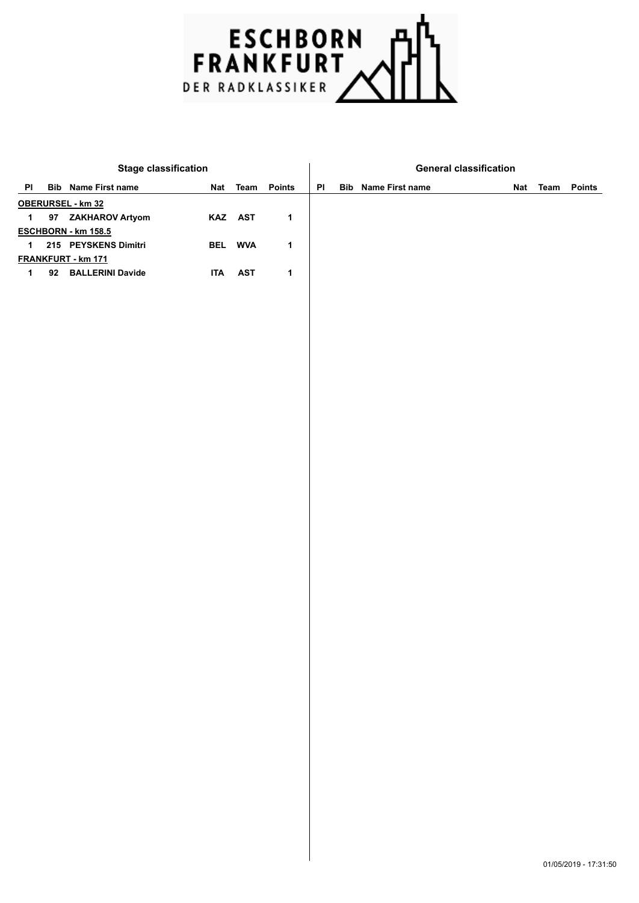ESCHBORN FRANKFURT

DER RADKLASSIKER

## Stage classification

| Pl | Bib | Name First name | Nat | Team | Points |
|---|---|---|---|---|---|
| **OBERURSEL - km 32** | | | | | |
| 1 | 97 | ZAKHAROV Artyom | KAZ | AST | 1 |
| **ESCHBORN - km 158.5** | | | | | |
| 1 | 215 | PEYSKENS Dimitri | BEL | WVA | 1 |
| **FRANKFURT - km 171** | | | | | |
| 1 | 92 | BALLERINI Davide | ITA | AST | 1 |

## General classification

| Pl | Bib | Name First name | Nat | Team | Points |
|---|---|---|---|---|---|

01/05/2019 - 17:31:50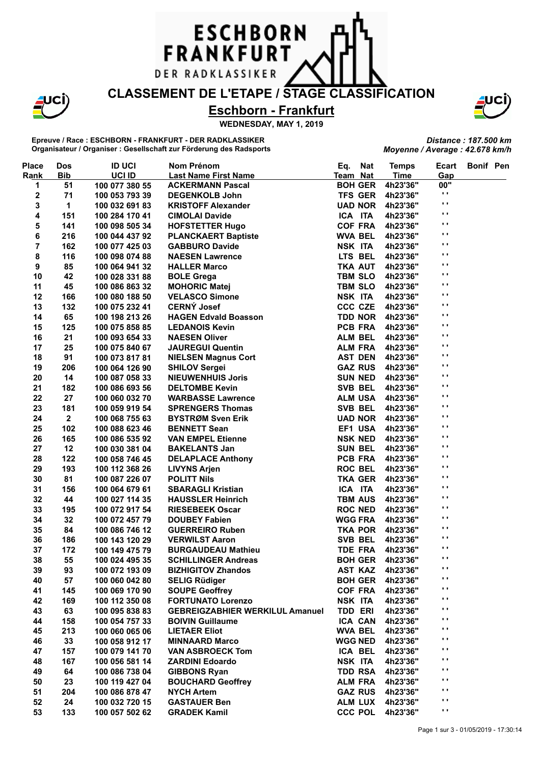# ESCHBORN FRANKFURT

DER RADKLASSIKER

## CLASSEMENT DE L'ETAPE / STAGE CLASSIFICATION

## Eschborn - Frankfurt

**WEDNESDAY, MAY 1, 2019**

**Epreuve / Race : ESCHBORN - FRANKFURT - DER RADKLASSIKER**
**Organisateur / Organiser : Gesellschaft zur Förderung des Radsports**

*Distance : 187.500 km*
*Moyenne / Average : 42.678 km/h*

| Place Rank | Dos Bib | ID UCI UCI ID | Nom Prénom Last Name First Name | Eq. Team | Nat Nat | Temps Time | Ecart Gap | Bonif | Pen |
|---|---|---|---|---|---|---|---|---|---|
| 1 | 51 | 100 077 380 55 | ACKERMANN Pascal | BOH | GER | 4h23'36" | 00" | | |
| 2 | 71 | 100 053 793 39 | DEGENKOLB John | TFS | GER | 4h23'36" | " | | |
| 3 | 1 | 100 032 691 83 | KRISTOFF Alexander | UAD | NOR | 4h23'36" | " | | |
| 4 | 151 | 100 284 170 41 | CIMOLAI Davide | ICA | ITA | 4h23'36" | " | | |
| 5 | 141 | 100 098 505 34 | HOFSTETTER Hugo | COF | FRA | 4h23'36" | " | | |
| 6 | 216 | 100 044 437 92 | PLANCKAERT Baptiste | WVA | BEL | 4h23'36" | " | | |
| 7 | 162 | 100 077 425 03 | GABBURO Davide | NSK | ITA | 4h23'36" | " | | |
| 8 | 116 | 100 098 074 88 | NAESEN Lawrence | LTS | BEL | 4h23'36" | " | | |
| 9 | 85 | 100 064 941 32 | HALLER Marco | TKA | AUT | 4h23'36" | " | | |
| 10 | 42 | 100 028 331 88 | BOLE Grega | TBM | SLO | 4h23'36" | " | | |
| 11 | 45 | 100 086 863 32 | MOHORIC Matej | TBM | SLO | 4h23'36" | " | | |
| 12 | 166 | 100 080 188 50 | VELASCO Simone | NSK | ITA | 4h23'36" | " | | |
| 13 | 132 | 100 075 232 41 | CERNÝ Josef | CCC | CZE | 4h23'36" | " | | |
| 14 | 65 | 100 198 213 26 | HAGEN Edvald Boasson | TDD | NOR | 4h23'36" | " | | |
| 15 | 125 | 100 075 858 85 | LEDANOIS Kevin | PCB | FRA | 4h23'36" | " | | |
| 16 | 21 | 100 093 654 33 | NAESEN Oliver | ALM | BEL | 4h23'36" | " | | |
| 17 | 25 | 100 075 840 67 | JAUREGUI Quentin | ALM | FRA | 4h23'36" | " | | |
| 18 | 91 | 100 073 817 81 | NIELSEN Magnus Cort | AST | DEN | 4h23'36" | " | | |
| 19 | 206 | 100 064 126 90 | SHILOV Sergei | GAZ | RUS | 4h23'36" | " | | |
| 20 | 14 | 100 087 058 33 | NIEUWENHUIS Joris | SUN | NED | 4h23'36" | " | | |
| 21 | 182 | 100 086 693 56 | DELTOMBE Kevin | SVB | BEL | 4h23'36" | " | | |
| 22 | 27 | 100 060 032 70 | WARBASSE Lawrence | ALM | USA | 4h23'36" | " | | |
| 23 | 181 | 100 059 919 54 | SPRENGERS Thomas | SVB | BEL | 4h23'36" | " | | |
| 24 | 2 | 100 068 755 63 | BYSTRØM Sven Erik | UAD | NOR | 4h23'36" | " | | |
| 25 | 102 | 100 088 623 46 | BENNETT Sean | EF1 | USA | 4h23'36" | " | | |
| 26 | 165 | 100 086 535 92 | VAN EMPEL Etienne | NSK | NED | 4h23'36" | " | | |
| 27 | 12 | 100 030 381 04 | BAKELANTS Jan | SUN | BEL | 4h23'36" | " | | |
| 28 | 122 | 100 058 746 45 | DELAPLACE Anthony | PCB | FRA | 4h23'36" | " | | |
| 29 | 193 | 100 112 368 26 | LIVYNS Arjen | ROC | BEL | 4h23'36" | " | | |
| 30 | 81 | 100 087 226 07 | POLITT Nils | TKA | GER | 4h23'36" | " | | |
| 31 | 156 | 100 064 679 61 | SBARAGLI Kristian | ICA | ITA | 4h23'36" | " | | |
| 32 | 44 | 100 027 114 35 | HAUSSLER Heinrich | TBM | AUS | 4h23'36" | " | | |
| 33 | 195 | 100 072 917 54 | RIESEBEEK Oscar | ROC | NED | 4h23'36" | " | | |
| 34 | 32 | 100 072 457 79 | DOUBEY Fabien | WGG | FRA | 4h23'36" | " | | |
| 35 | 84 | 100 086 746 12 | GUERREIRO Ruben | TKA | POR | 4h23'36" | " | | |
| 36 | 186 | 100 143 120 29 | VERWILST Aaron | SVB | BEL | 4h23'36" | " | | |
| 37 | 172 | 100 149 475 79 | BURGAUDEAU Mathieu | TDE | FRA | 4h23'36" | " | | |
| 38 | 55 | 100 024 495 35 | SCHILLINGER Andreas | BOH | GER | 4h23'36" | " | | |
| 39 | 93 | 100 072 193 09 | BIZHIGITOV Zhandos | AST | KAZ | 4h23'36" | " | | |
| 40 | 57 | 100 060 042 80 | SELIG Rüdiger | BOH | GER | 4h23'36" | " | | |
| 41 | 145 | 100 069 170 90 | SOUPE Geoffrey | COF | FRA | 4h23'36" | " | | |
| 42 | 169 | 100 112 350 08 | FORTUNATO Lorenzo | NSK | ITA | 4h23'36" | " | | |
| 43 | 63 | 100 095 838 83 | GEBREIGZABHIER WERKILUL Amanuel | TDD | ERI | 4h23'36" | " | | |
| 44 | 158 | 100 054 757 33 | BOIVIN Guillaume | ICA | CAN | 4h23'36" | " | | |
| 45 | 213 | 100 060 065 06 | LIETAER Eliot | WVA | BEL | 4h23'36" | " | | |
| 46 | 33 | 100 058 912 17 | MINNAARD Marco | WGG | NED | 4h23'36" | " | | |
| 47 | 157 | 100 079 141 70 | VAN ASBROECK Tom | ICA | BEL | 4h23'36" | " | | |
| 48 | 167 | 100 056 581 14 | ZARDINI Edoardo | NSK | ITA | 4h23'36" | " | | |
| 49 | 64 | 100 086 738 04 | GIBBONS Ryan | TDD | RSA | 4h23'36" | " | | |
| 50 | 23 | 100 119 427 04 | BOUCHARD Geoffrey | ALM | FRA | 4h23'36" | " | | |
| 51 | 204 | 100 086 878 47 | NYCH Artem | GAZ | RUS | 4h23'36" | " | | |
| 52 | 24 | 100 032 720 15 | GASTAUER Ben | ALM | LUX | 4h23'36" | " | | |
| 53 | 133 | 100 057 502 62 | GRADEK Kamil | CCC | POL | 4h23'36" | " | | |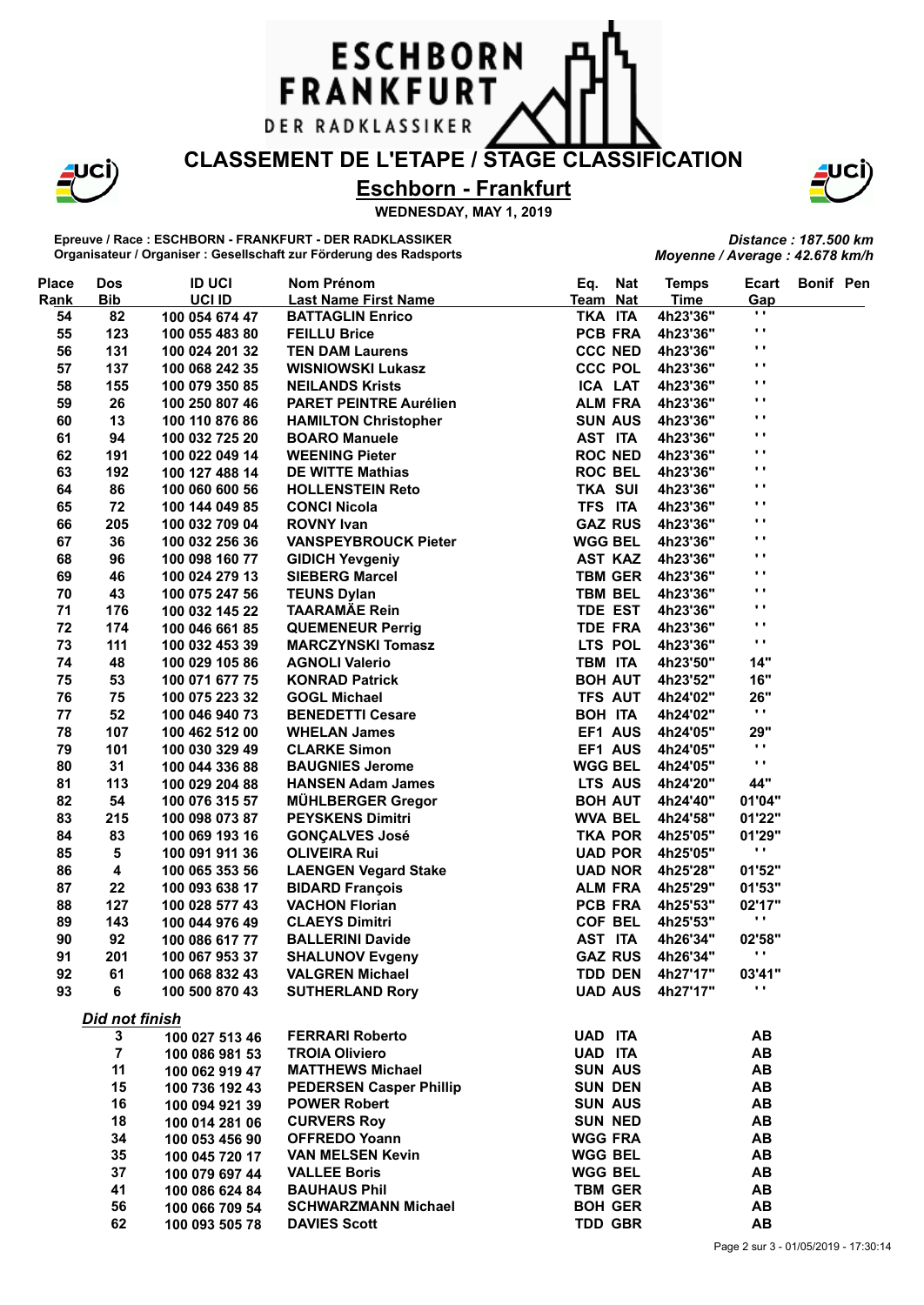# CLASSEMENT DE L'ETAPE / STAGE CLASSIFICATION

## Eschborn - Frankfurt

**WEDNESDAY, MAY 1, 2019**

**Epreuve / Race : ESCHBORN - FRANKFURT - DER RADKLASSIKER**
**Organisateur / Organiser : Gesellschaft zur Förderung des Radsports**

***Distance : 187.500 km***
***Moyenne / Average : 42.678 km/h***

| Place Rank | Dos Bib | ID UCI UCI ID | Nom Prénom Last Name First Name | Eq. Team | Nat Nat | Temps Time | Ecart Gap | Bonif | Pen |
|---|---|---|---|---|---|---|---|---|---|
| 54 | 82 | 100 054 674 47 | BATTAGLIN Enrico | TKA | ITA | 4h23'36" | ' ' | | |
| 55 | 123 | 100 055 483 80 | FEILLU Brice | PCB | FRA | 4h23'36" | ' ' | | |
| 56 | 131 | 100 024 201 32 | TEN DAM Laurens | CCC | NED | 4h23'36" | ' ' | | |
| 57 | 137 | 100 068 242 35 | WISNIOWSKI Lukasz | CCC | POL | 4h23'36" | ' ' | | |
| 58 | 155 | 100 079 350 85 | NEILANDS Krists | ICA | LAT | 4h23'36" | ' ' | | |
| 59 | 26 | 100 250 807 46 | PARET PEINTRE Aurélien | ALM | FRA | 4h23'36" | ' ' | | |
| 60 | 13 | 100 110 876 86 | HAMILTON Christopher | SUN | AUS | 4h23'36" | ' ' | | |
| 61 | 94 | 100 032 725 20 | BOARO Manuele | AST | ITA | 4h23'36" | ' ' | | |
| 62 | 191 | 100 022 049 14 | WEENING Pieter | ROC | NED | 4h23'36" | ' ' | | |
| 63 | 192 | 100 127 488 14 | DE WITTE Mathias | ROC | BEL | 4h23'36" | ' ' | | |
| 64 | 86 | 100 060 600 56 | HOLLENSTEIN Reto | TKA | SUI | 4h23'36" | ' ' | | |
| 65 | 72 | 100 144 049 85 | CONCI Nicola | TFS | ITA | 4h23'36" | ' ' | | |
| 66 | 205 | 100 032 709 04 | ROVNY Ivan | GAZ | RUS | 4h23'36" | ' ' | | |
| 67 | 36 | 100 032 256 36 | VANSPEYBROUCK Pieter | WGG | BEL | 4h23'36" | ' ' | | |
| 68 | 96 | 100 098 160 77 | GIDICH Yevgeniy | AST | KAZ | 4h23'36" | ' ' | | |
| 69 | 46 | 100 024 279 13 | SIEBERG Marcel | TBM | GER | 4h23'36" | ' ' | | |
| 70 | 43 | 100 075 247 56 | TEUNS Dylan | TBM | BEL | 4h23'36" | ' ' | | |
| 71 | 176 | 100 032 145 22 | TAARAMÄE Rein | TDE | EST | 4h23'36" | ' ' | | |
| 72 | 174 | 100 046 661 85 | QUEMENEUR Perrig | TDE | FRA | 4h23'36" | ' ' | | |
| 73 | 111 | 100 032 453 39 | MARCZYNSKI Tomasz | LTS | POL | 4h23'36" | ' ' | | |
| 74 | 48 | 100 029 105 86 | AGNOLI Valerio | TBM | ITA | 4h23'50" | 14" | | |
| 75 | 53 | 100 071 677 75 | KONRAD Patrick | BOH | AUT | 4h23'52" | 16" | | |
| 76 | 75 | 100 075 223 32 | GOGL Michael | TFS | AUT | 4h24'02" | 26" | | |
| 77 | 52 | 100 046 940 73 | BENEDETTI Cesare | BOH | ITA | 4h24'02" | ' ' | | |
| 78 | 107 | 100 462 512 00 | WHELAN James | EF1 | AUS | 4h24'05" | 29" | | |
| 79 | 101 | 100 030 329 49 | CLARKE Simon | EF1 | AUS | 4h24'05" | ' ' | | |
| 80 | 31 | 100 044 336 88 | BAUGNIES Jerome | WGG | BEL | 4h24'05" | ' ' | | |
| 81 | 113 | 100 029 204 88 | HANSEN Adam James | LTS | AUS | 4h24'20" | 44" | | |
| 82 | 54 | 100 076 315 57 | MÜHLBERGER Gregor | BOH | AUT | 4h24'40" | 01'04" | | |
| 83 | 215 | 100 098 073 87 | PEYSKENS Dimitri | WVA | BEL | 4h24'58" | 01'22" | | |
| 84 | 83 | 100 069 193 16 | GONÇALVES José | TKA | POR | 4h25'05" | 01'29" | | |
| 85 | 5 | 100 091 911 36 | OLIVEIRA Rui | UAD | POR | 4h25'05" | ' ' | | |
| 86 | 4 | 100 065 353 56 | LAENGEN Vegard Stake | UAD | NOR | 4h25'28" | 01'52" | | |
| 87 | 22 | 100 093 638 17 | BIDARD François | ALM | FRA | 4h25'29" | 01'53" | | |
| 88 | 127 | 100 028 577 43 | VACHON Florian | PCB | FRA | 4h25'53" | 02'17" | | |
| 89 | 143 | 100 044 976 49 | CLAEYS Dimitri | COF | BEL | 4h25'53" | ' ' | | |
| 90 | 92 | 100 086 617 77 | BALLERINI Davide | AST | ITA | 4h26'34" | 02'58" | | |
| 91 | 201 | 100 067 953 37 | SHALUNOV Evgeny | GAZ | RUS | 4h26'34" | ' ' | | |
| 92 | 61 | 100 068 832 43 | VALGREN Michael | TDD | DEN | 4h27'17" | 03'41" | | |
| 93 | 6 | 100 500 870 43 | SUTHERLAND Rory | UAD | AUS | 4h27'17" | ' ' | | |

***Did not finish***

| Dos Bib | ID UCI UCI ID | Nom Prénom Last Name First Name | Eq. Team | Nat Nat | Ecart Gap |
|---|---|---|---|---|---|
| 3 | 100 027 513 46 | FERRARI Roberto | UAD | ITA | AB |
| 7 | 100 086 981 53 | TROIA Oliviero | UAD | ITA | AB |
| 11 | 100 062 919 47 | MATTHEWS Michael | SUN | AUS | AB |
| 15 | 100 736 192 43 | PEDERSEN Casper Phillip | SUN | DEN | AB |
| 16 | 100 094 921 39 | POWER Robert | SUN | AUS | AB |
| 18 | 100 014 281 06 | CURVERS Roy | SUN | NED | AB |
| 34 | 100 053 456 90 | OFFREDO Yoann | WGG | FRA | AB |
| 35 | 100 045 720 17 | VAN MELSEN Kevin | WGG | BEL | AB |
| 37 | 100 079 697 44 | VALLEE Boris | WGG | BEL | AB |
| 41 | 100 086 624 84 | BAUHAUS Phil | TBM | GER | AB |
| 56 | 100 066 709 54 | SCHWARZMANN Michael | BOH | GER | AB |
| 62 | 100 093 505 78 | DAVIES Scott | TDD | GBR | AB |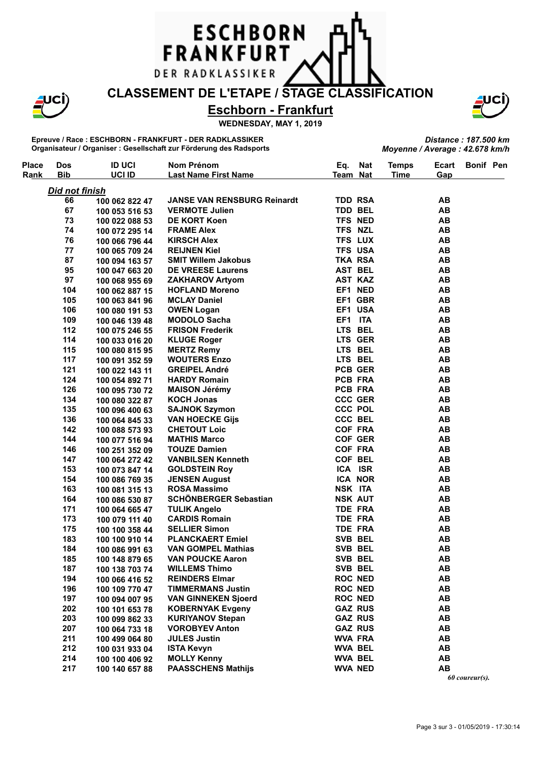# ESCHBORN FRANKFURT

DER RADKLASSIKER

## CLASSEMENT DE L'ETAPE / STAGE CLASSIFICATION

## Eschborn - Frankfurt

**WEDNESDAY, MAY 1, 2019**

**Epreuve / Race : ESCHBORN - FRANKFURT - DER RADKLASSIKER**
**Organisateur / Organiser : Gesellschaft zur Förderung des Radsports**

***Distance : 187.500 km***
***Moyenne / Average : 42.678 km/h***

| Place / Rank | Dos / Bib | ID UCI / UCI ID | Nom Prénom / Last Name First Name | Eq. / Team | Nat / Nat | Temps / Time | Ecart / Gap | Bonif | Pen |
|---|---|---|---|---|---|---|---|---|---|
| ***Did not finish*** | | | | | | | | | |
| | 66 | 100 062 822 47 | JANSE VAN RENSBURG Reinardt | TDD | RSA | | AB | | |
| | 67 | 100 053 516 53 | VERMOTE Julien | TDD | BEL | | AB | | |
| | 73 | 100 022 088 53 | DE KORT Koen | TFS | NED | | AB | | |
| | 74 | 100 072 295 14 | FRAME Alex | TFS | NZL | | AB | | |
| | 76 | 100 066 796 44 | KIRSCH Alex | TFS | LUX | | AB | | |
| | 77 | 100 065 709 24 | REIJNEN Kiel | TFS | USA | | AB | | |
| | 87 | 100 094 163 57 | SMIT Willem Jakobus | TKA | RSA | | AB | | |
| | 95 | 100 047 663 20 | DE VREESE Laurens | AST | BEL | | AB | | |
| | 97 | 100 068 955 69 | ZAKHAROV Artyom | AST | KAZ | | AB | | |
| | 104 | 100 062 887 15 | HOFLAND Moreno | EF1 | NED | | AB | | |
| | 105 | 100 063 841 96 | MCLAY Daniel | EF1 | GBR | | AB | | |
| | 106 | 100 080 191 53 | OWEN Logan | EF1 | USA | | AB | | |
| | 109 | 100 046 139 48 | MODOLO Sacha | EF1 | ITA | | AB | | |
| | 112 | 100 075 246 55 | FRISON Frederik | LTS | BEL | | AB | | |
| | 114 | 100 033 016 20 | KLUGE Roger | LTS | GER | | AB | | |
| | 115 | 100 080 815 95 | MERTZ Remy | LTS | BEL | | AB | | |
| | 117 | 100 091 352 59 | WOUTERS Enzo | LTS | BEL | | AB | | |
| | 121 | 100 022 143 11 | GREIPEL André | PCB | GER | | AB | | |
| | 124 | 100 054 892 71 | HARDY Romain | PCB | FRA | | AB | | |
| | 126 | 100 095 730 72 | MAISON Jérémy | PCB | FRA | | AB | | |
| | 134 | 100 080 322 87 | KOCH Jonas | CCC | GER | | AB | | |
| | 135 | 100 096 400 63 | SAJNOK Szymon | CCC | POL | | AB | | |
| | 136 | 100 064 845 33 | VAN HOECKE Gijs | CCC | BEL | | AB | | |
| | 142 | 100 088 573 93 | CHETOUT Loic | COF | FRA | | AB | | |
| | 144 | 100 077 516 94 | MATHIS Marco | COF | GER | | AB | | |
| | 146 | 100 251 352 09 | TOUZE Damien | COF | FRA | | AB | | |
| | 147 | 100 064 272 42 | VANBILSEN Kenneth | COF | BEL | | AB | | |
| | 153 | 100 073 847 14 | GOLDSTEIN Roy | ICA | ISR | | AB | | |
| | 154 | 100 086 769 35 | JENSEN August | ICA | NOR | | AB | | |
| | 163 | 100 081 315 13 | ROSA Massimo | NSK | ITA | | AB | | |
| | 164 | 100 086 530 87 | SCHÖNBERGER Sebastian | NSK | AUT | | AB | | |
| | 171 | 100 064 665 47 | TULIK Angelo | TDE | FRA | | AB | | |
| | 173 | 100 079 111 40 | CARDIS Romain | TDE | FRA | | AB | | |
| | 175 | 100 100 358 44 | SELLIER Simon | TDE | FRA | | AB | | |
| | 183 | 100 100 910 14 | PLANCKAERT Emiel | SVB | BEL | | AB | | |
| | 184 | 100 086 991 63 | VAN GOMPEL Mathias | SVB | BEL | | AB | | |
| | 185 | 100 148 879 65 | VAN POUCKE Aaron | SVB | BEL | | AB | | |
| | 187 | 100 138 703 74 | WILLEMS Thimo | SVB | BEL | | AB | | |
| | 194 | 100 066 416 52 | REINDERS Elmar | ROC | NED | | AB | | |
| | 196 | 100 109 770 47 | TIMMERMANS Justin | ROC | NED | | AB | | |
| | 197 | 100 094 007 95 | VAN GINNEKEN Sjoerd | ROC | NED | | AB | | |
| | 202 | 100 101 653 78 | KOBERNYAK Evgeny | GAZ | RUS | | AB | | |
| | 203 | 100 099 862 33 | KURIYANOV Stepan | GAZ | RUS | | AB | | |
| | 207 | 100 064 733 18 | VOROBYEV Anton | GAZ | RUS | | AB | | |
| | 211 | 100 499 064 80 | JULES Justin | WVA | FRA | | AB | | |
| | 212 | 100 031 933 04 | ISTA Kevyn | WVA | BEL | | AB | | |
| | 214 | 100 100 406 92 | MOLLY Kenny | WVA | BEL | | AB | | |
| | 217 | 100 140 657 88 | PAASSCHENS Mathijs | WVA | NED | | AB | | |

*60 coureur(s).*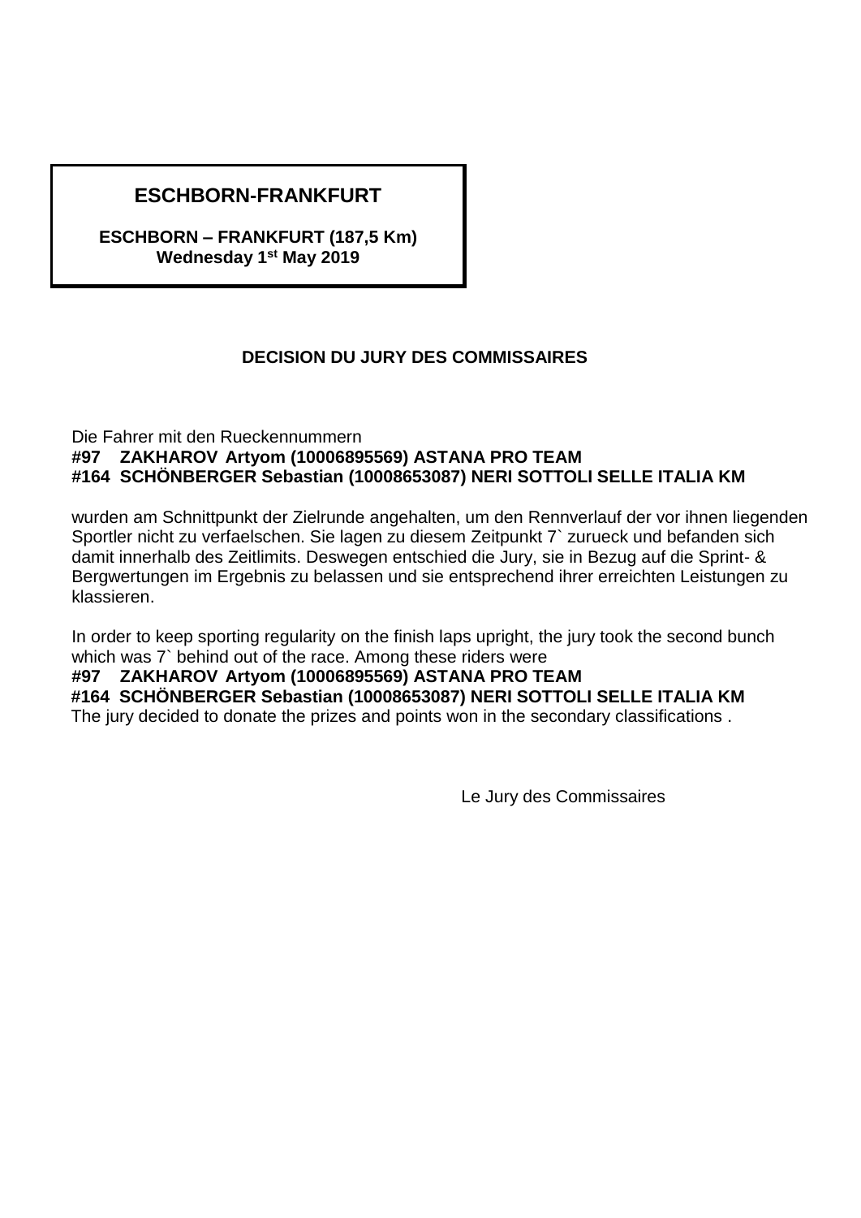**ESCHBORN-FRANKFURT**

**ESCHBORN – FRANKFURT (187,5 Km)**
**Wednesday 1st May 2019**

**DECISION DU JURY DES COMMISSAIRES**

Die Fahrer mit den Rueckennummern
**#97 ZAKHAROV Artyom (10006895569) ASTANA PRO TEAM**
**#164 SCHÖNBERGER Sebastian (10008653087) NERI SOTTOLI SELLE ITALIA KM**

wurden am Schnittpunkt der Zielrunde angehalten, um den Rennverlauf der vor ihnen liegenden Sportler nicht zu verfaelschen. Sie lagen zu diesem Zeitpunkt 7` zurueck und befanden sich damit innerhalb des Zeitlimits. Deswegen entschied die Jury, sie in Bezug auf die Sprint- & Bergwertungen im Ergebnis zu belassen und sie entsprechend ihrer erreichten Leistungen zu klassieren.

In order to keep sporting regularity on the finish laps upright, the jury took the second bunch which was 7` behind out of the race. Among these riders were
**#97 ZAKHAROV Artyom (10006895569) ASTANA PRO TEAM**
**#164 SCHÖNBERGER Sebastian (10008653087) NERI SOTTOLI SELLE ITALIA KM**
The jury decided to donate the prizes and points won in the secondary classifications .

Le Jury des Commissaires